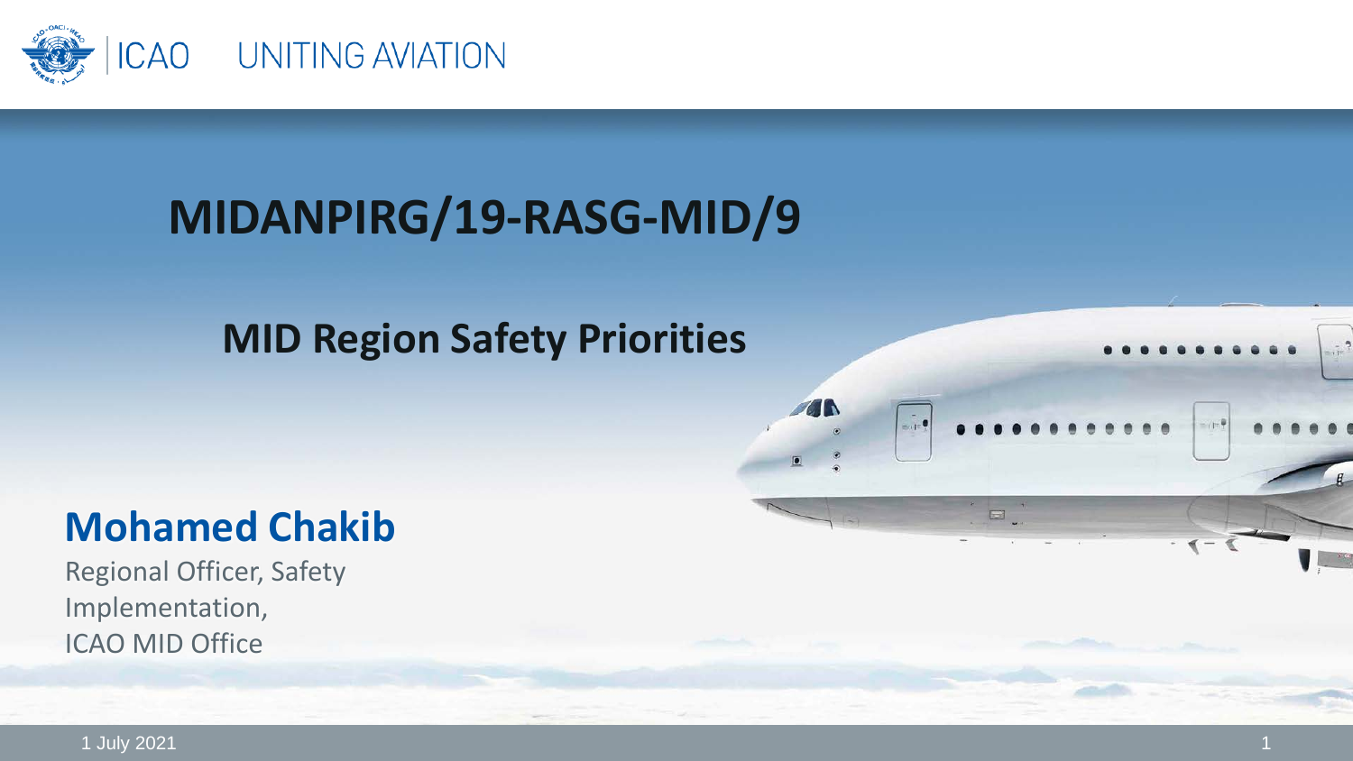ICAO UNITING AVIATION

# MIDANPIRG/19-RASG-MID/9

## MID Region Safety Priorities

**Mohamed Chakib**

Regional Officer, Safety Implementation,
ICAO MID Office

1 July 2021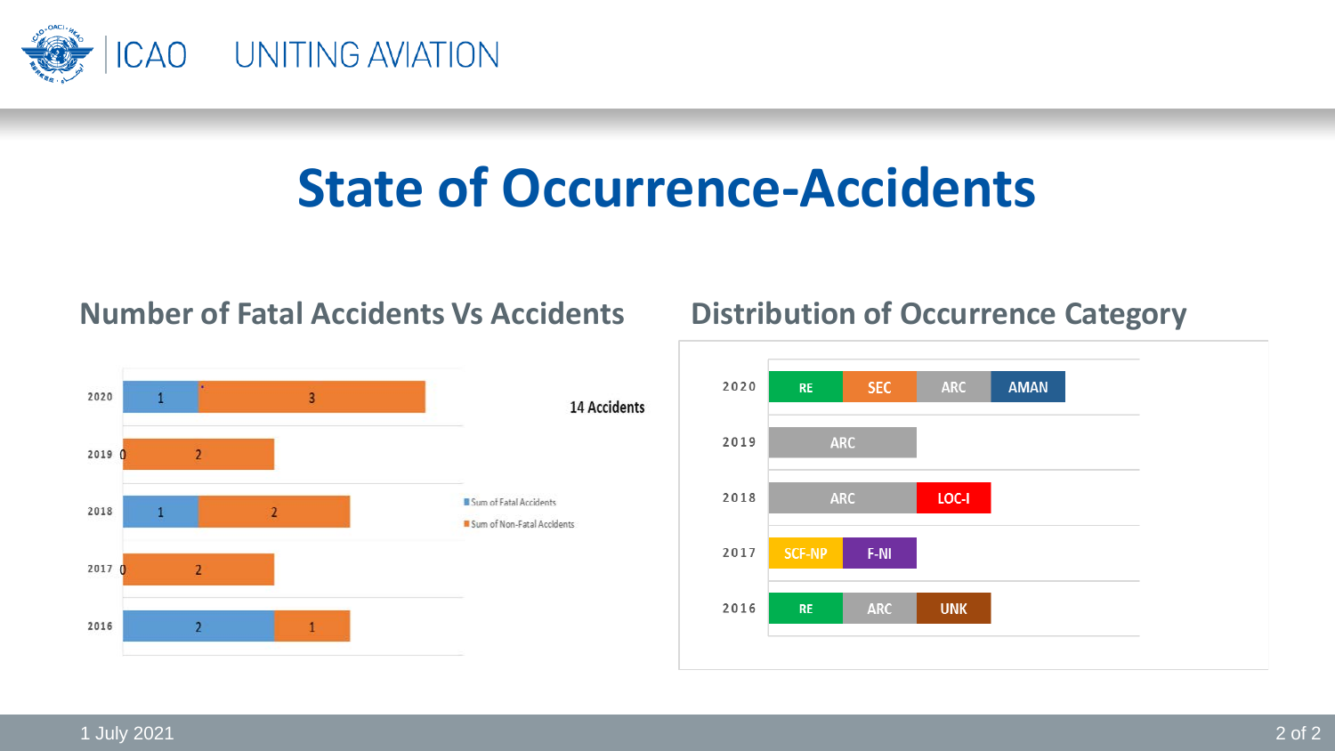# State of Occurrence-Accidents

## Number of Fatal Accidents Vs Accidents

| Year | Sum of Fatal Accidents | Sum of Non-Fatal Accidents |
| --- | --- | --- |
| 2020 | 1 | 3 |
| 2019 | 0 | 2 |
| 2018 | 1 | 2 |
| 2017 | 0 | 2 |
| 2016 | 2 | 1 |

14 Accidents

## Distribution of Occurrence Category

| Year | Occurrence Categories |
| --- | --- |
| 2020 | RE, SEC, ARC, AMAN |
| 2019 | ARC |
| 2018 | ARC, LOC-I |
| 2017 | SCF-NP, F-NI |
| 2016 | RE, ARC, UNK |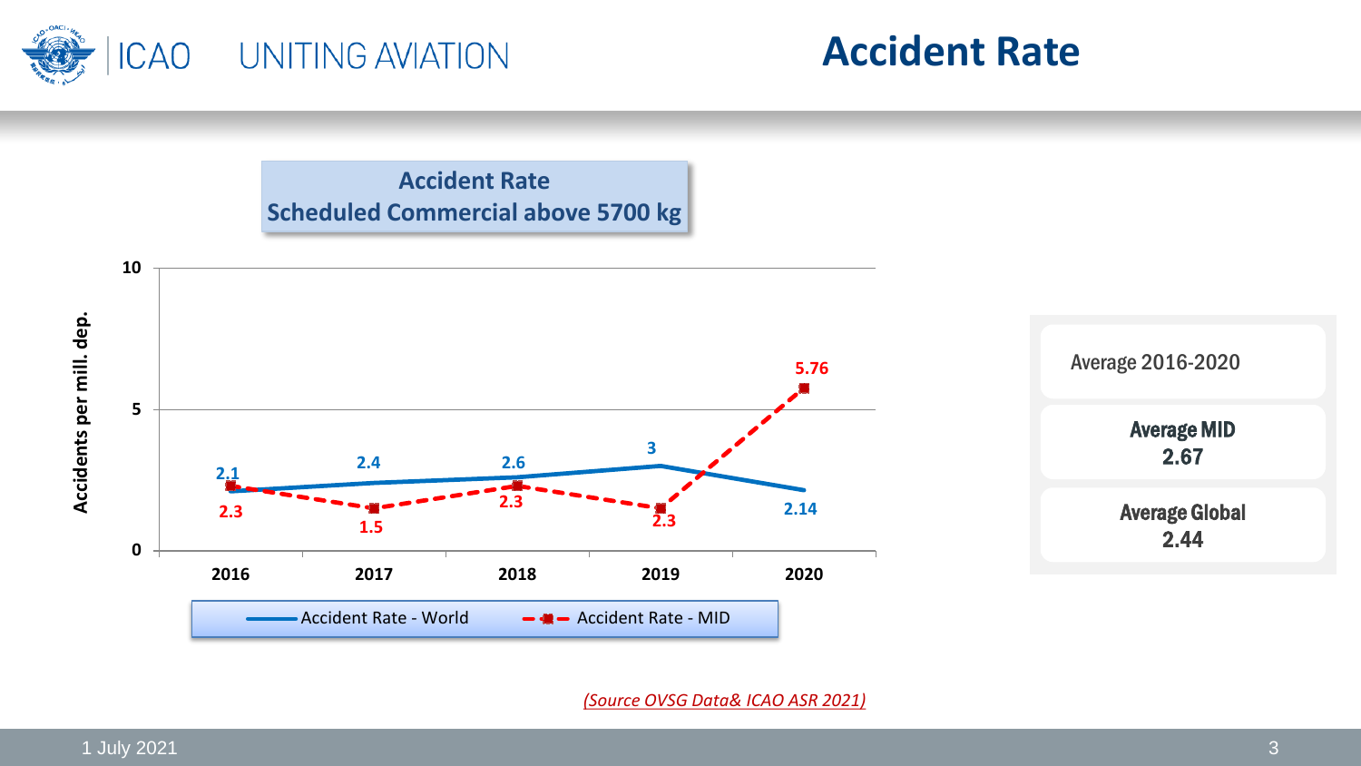# Accident Rate

**Accident Rate**
**Scheduled Commercial above 5700 kg**

| Year | Accident Rate - World | Accident Rate - MID |
|---|---|---|
| 2016 | 2.1 | 2.3 |
| 2017 | 2.4 | 1.5 |
| 2018 | 2.6 | 2.3 |
| 2019 | 3 | 2.3 |
| 2020 | 2.14 | 5.76 |

Accidents per mill. dep.

Average 2016-2020

**Average MID**
**2.67**

**Average Global**
**2.44**

*(Source OVSG Data& ICAO ASR 2021)*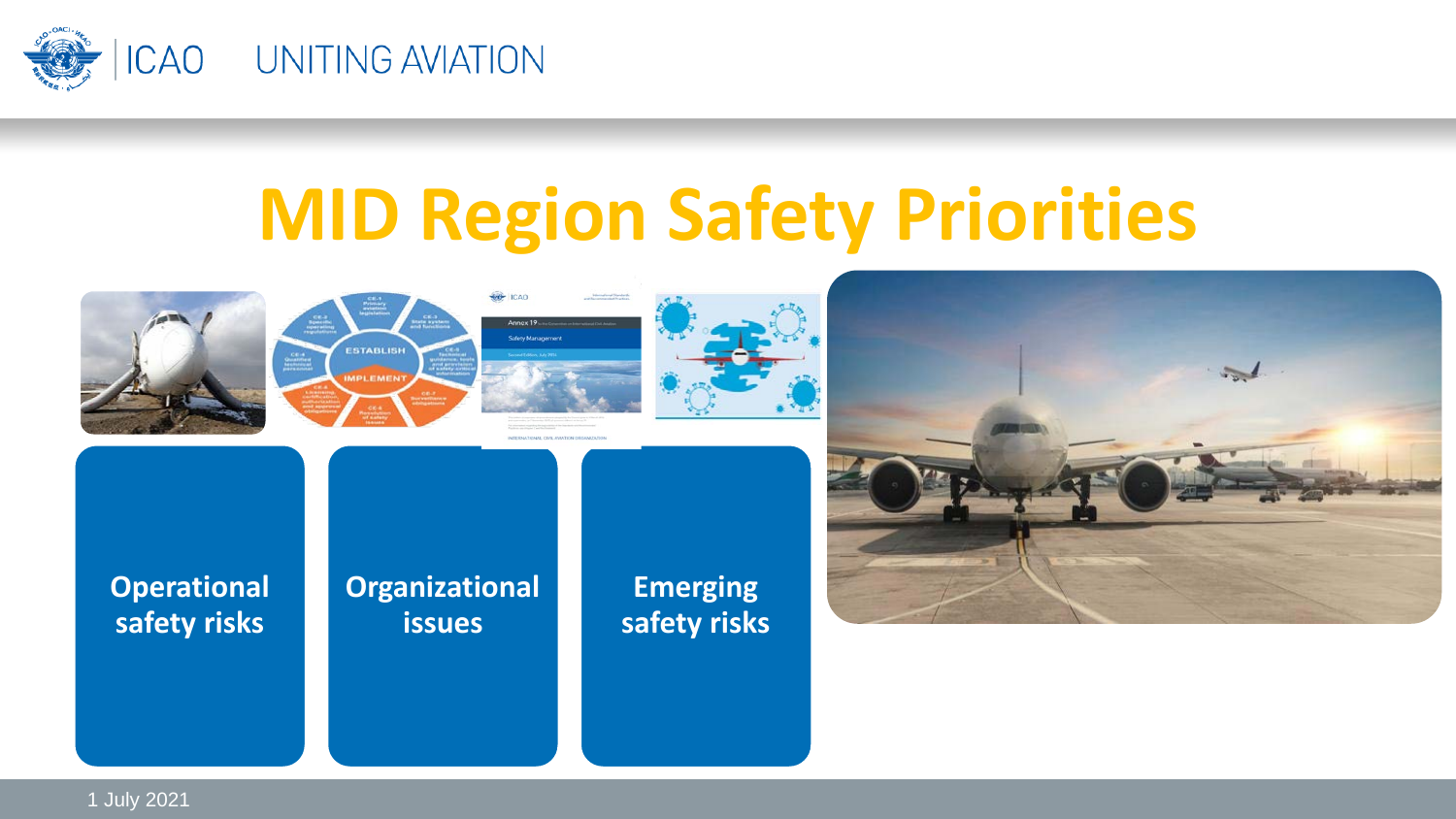# MID Region Safety Priorities

**Operational safety risks**

**Organizational issues**

**Emerging safety risks**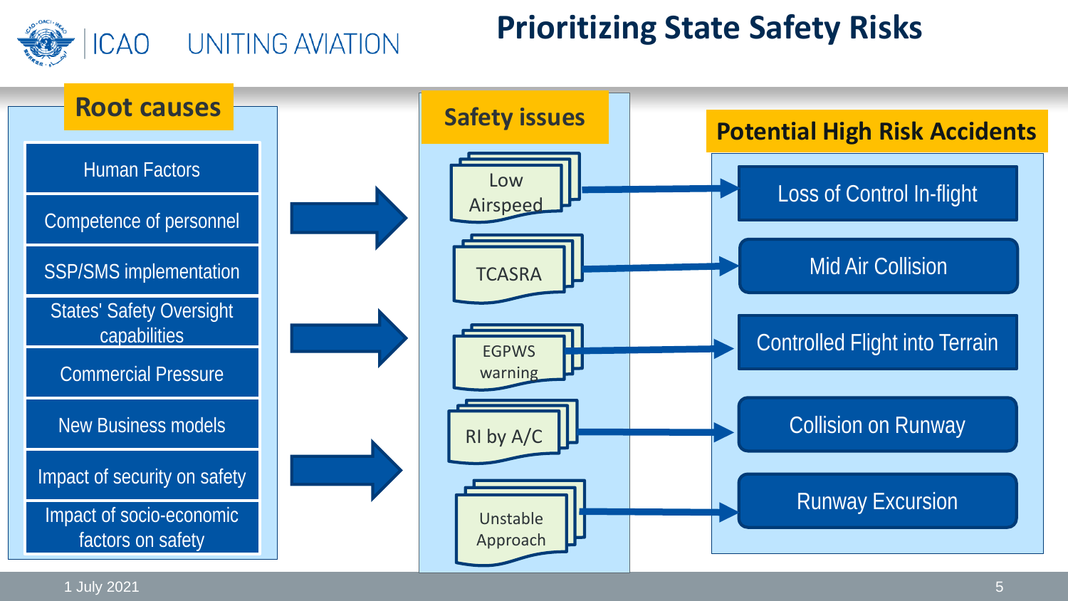# Prioritizing State Safety Risks

## Root causes

- Human Factors
- Competence of personnel
- SSP/SMS implementation
- States' Safety Oversight capabilities
- Commercial Pressure
- New Business models
- Impact of security on safety
- Impact of socio-economic factors on safety

## Safety issues

- Low Airspeed
- TCASRA
- EGPWS warning
- RI by A/C
- Unstable Approach

## Potential High Risk Accidents

- Loss of Control In-flight
- Mid Air Collision
- Controlled Flight into Terrain
- Collision on Runway
- Runway Excursion

1 July 2021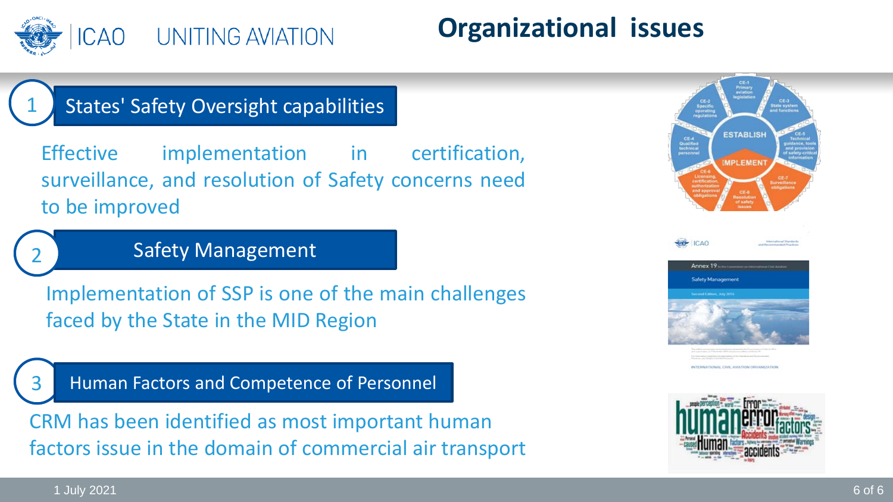# Organizational issues

## 1 States' Safety Oversight capabilities

Effective implementation in certification, surveillance, and resolution of Safety concerns need to be improved

## 2 Safety Management

Implementation of SSP is one of the main challenges faced by the State in the MID Region

## 3 Human Factors and Competence of Personnel

CRM has been identified as most important human factors issue in the domain of commercial air transport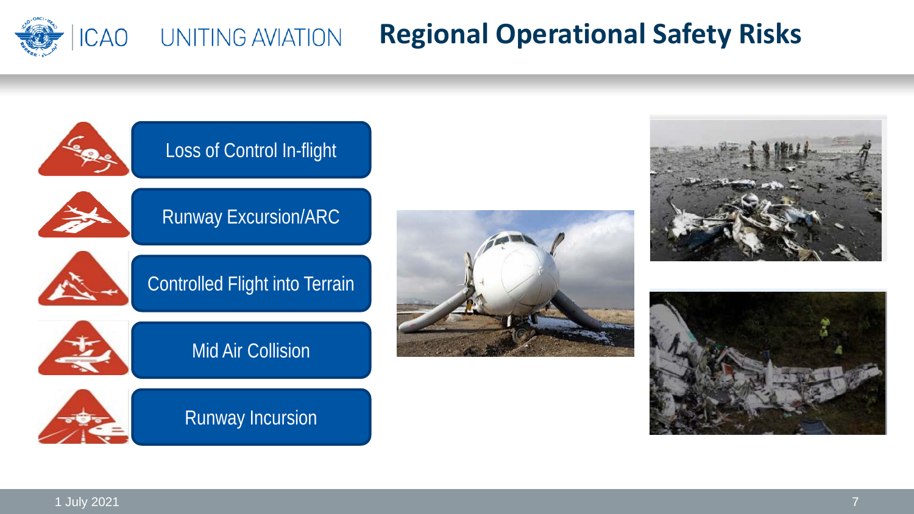# Regional Operational Safety Risks

- Loss of Control In-flight
- Runway Excursion/ARC
- Controlled Flight into Terrain
- Mid Air Collision
- Runway Incursion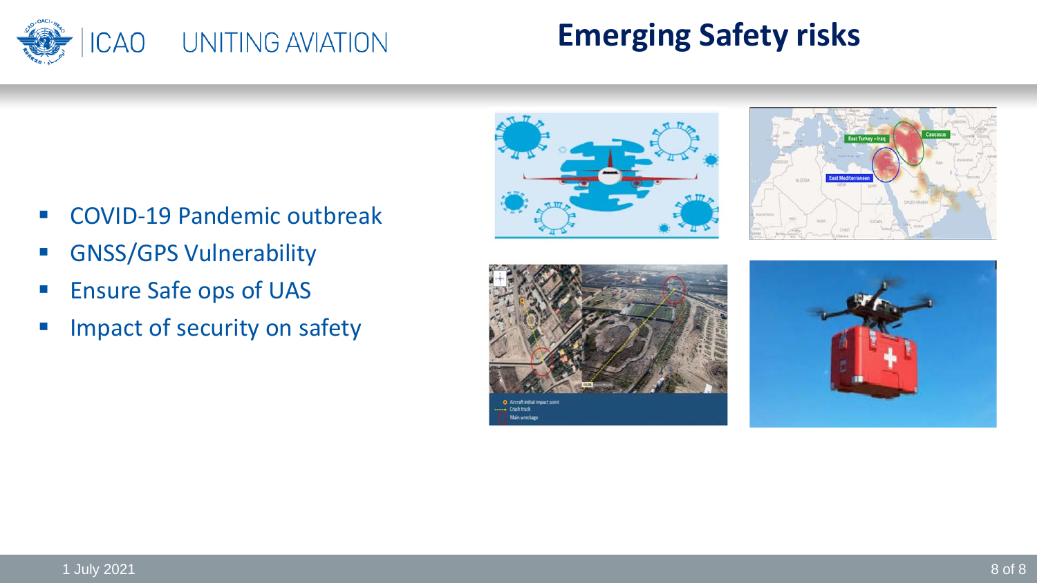# Emerging Safety risks

- COVID-19 Pandemic outbreak
- GNSS/GPS Vulnerability
- Ensure Safe ops of UAS
- Impact of security on safety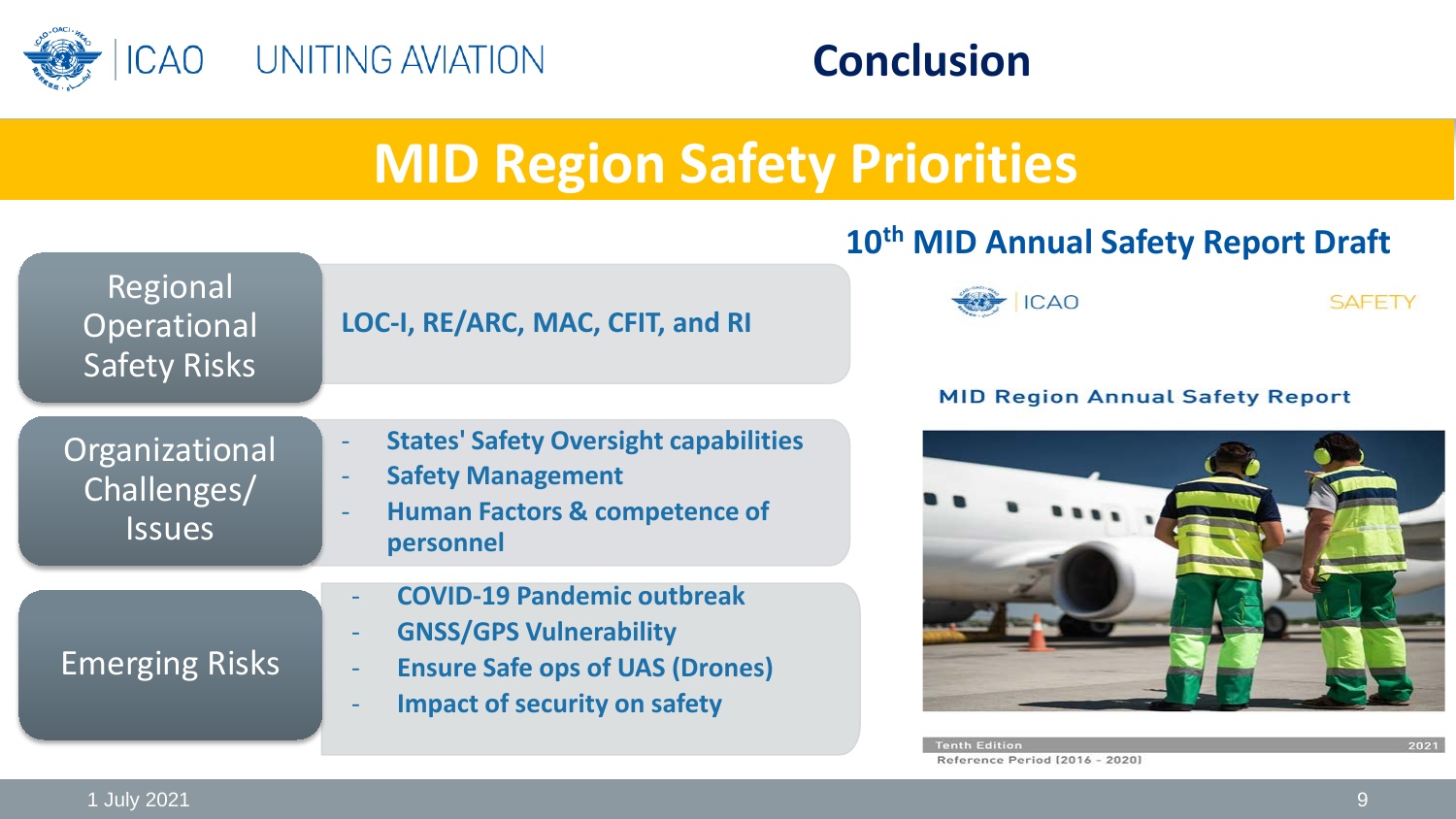# Conclusion

## MID Region Safety Priorities

| | |
|---|---|
| Regional Operational Safety Risks | LOC-I, RE/ARC, MAC, CFIT, and RI |
| Organizational Challenges/ Issues | - States' Safety Oversight capabilities<br>- Safety Management<br>- Human Factors & competence of personnel |
| Emerging Risks | - COVID-19 Pandemic outbreak<br>- GNSS/GPS Vulnerability<br>- Ensure Safe ops of UAS (Drones)<br>- Impact of security on safety |

### 10th MID Annual Safety Report Draft

ICAO SAFETY

MID Region Annual Safety Report

Tenth Edition 2021

Reference Period (2016 - 2020)

1 July 2021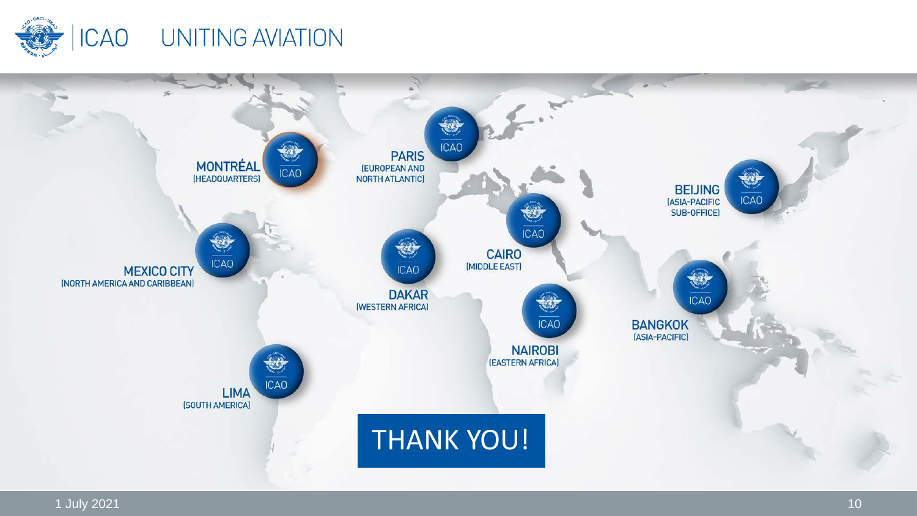# ICAO UNITING AVIATION

MONTRÉAL (HEADQUARTERS)

PARIS (EUROPEAN AND NORTH ATLANTIC)

BEIJING (ASIA-PACIFIC SUB-OFFICE)

MEXICO CITY (NORTH AMERICA AND CARIBBEAN)

CAIRO (MIDDLE EAST)

DAKAR (WESTERN AFRICA)

NAIROBI (EASTERN AFRICA)

BANGKOK (ASIA-PACIFIC)

LIMA (SOUTH AMERICA)

THANK YOU!

1 July 2021